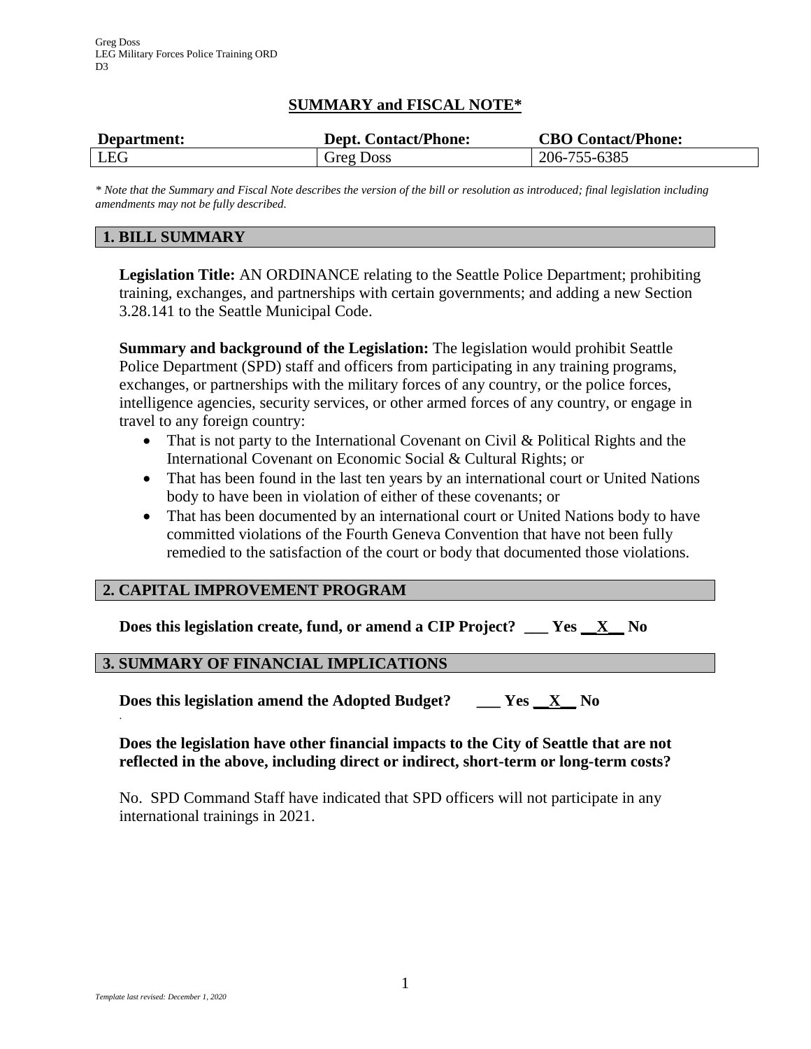Greg Doss
LEG Military Forces Police Training ORD
D3

# SUMMARY and FISCAL NOTE*

| Department: | Dept. Contact/Phone: | CBO Contact/Phone: |
| --- | --- | --- |
| LEG | Greg Doss | 206-755-6385 |

*\* Note that the Summary and Fiscal Note describes the version of the bill or resolution as introduced; final legislation including amendments may not be fully described.*

## 1. BILL SUMMARY

**Legislation Title:** AN ORDINANCE relating to the Seattle Police Department; prohibiting training, exchanges, and partnerships with certain governments; and adding a new Section 3.28.141 to the Seattle Municipal Code.

**Summary and background of the Legislation:** The legislation would prohibit Seattle Police Department (SPD) staff and officers from participating in any training programs, exchanges, or partnerships with the military forces of any country, or the police forces, intelligence agencies, security services, or other armed forces of any country, or engage in travel to any foreign country:

- That is not party to the International Covenant on Civil & Political Rights and the International Covenant on Economic Social & Cultural Rights; or
- That has been found in the last ten years by an international court or United Nations body to have been in violation of either of these covenants; or
- That has been documented by an international court or United Nations body to have committed violations of the Fourth Geneva Convention that have not been fully remedied to the satisfaction of the court or body that documented those violations.

## 2. CAPITAL IMPROVEMENT PROGRAM

**Does this legislation create, fund, or amend a CIP Project? \_\_\_ Yes \_\_X\_\_ No**

## 3. SUMMARY OF FINANCIAL IMPLICATIONS

**Does this legislation amend the Adopted Budget? \_\_\_ Yes \_\_X\_\_ No**

**Does the legislation have other financial impacts to the City of Seattle that are not reflected in the above, including direct or indirect, short-term or long-term costs?**

No. SPD Command Staff have indicated that SPD officers will not participate in any international trainings in 2021.

*Template last revised: December 1, 2020*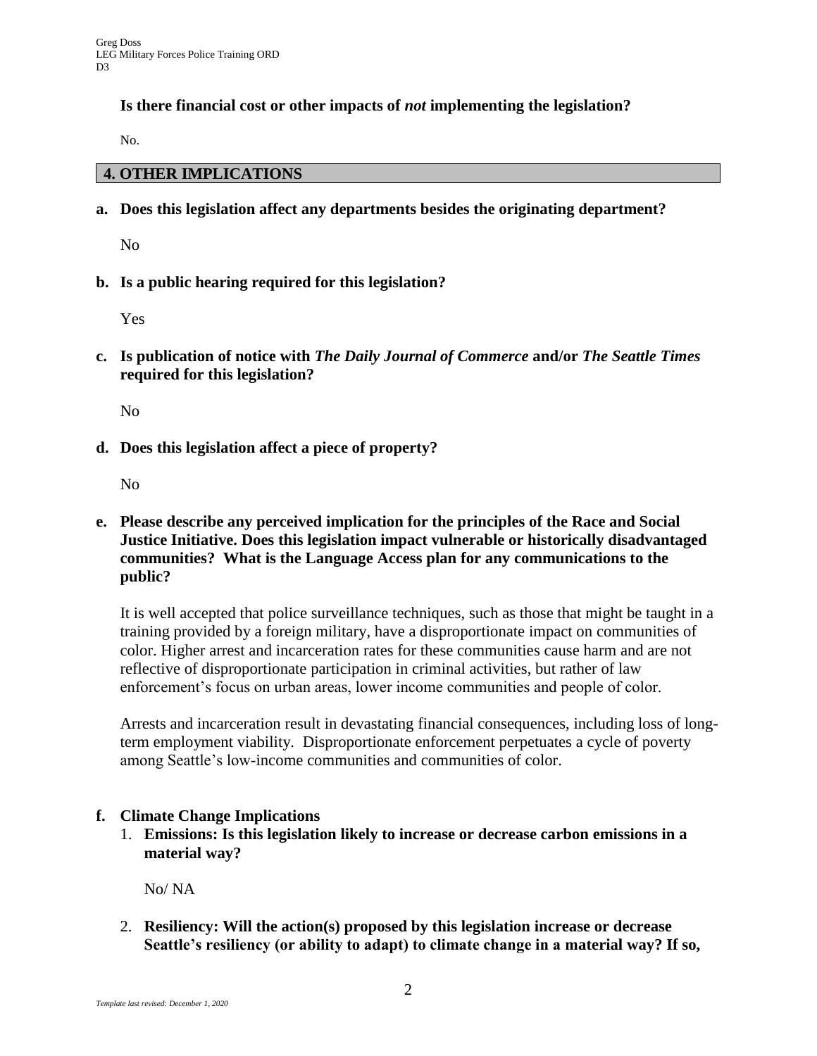**Is there financial cost or other impacts of *not* implementing the legislation?**

No.

## 4. OTHER IMPLICATIONS

**a. Does this legislation affect any departments besides the originating department?**

No

**b. Is a public hearing required for this legislation?**

Yes

**c. Is publication of notice with *The Daily Journal of Commerce* and/or *The Seattle Times* required for this legislation?**

No

**d. Does this legislation affect a piece of property?**

No

**e. Please describe any perceived implication for the principles of the Race and Social Justice Initiative. Does this legislation impact vulnerable or historically disadvantaged communities? What is the Language Access plan for any communications to the public?**

It is well accepted that police surveillance techniques, such as those that might be taught in a training provided by a foreign military, have a disproportionate impact on communities of color. Higher arrest and incarceration rates for these communities cause harm and are not reflective of disproportionate participation in criminal activities, but rather of law enforcement's focus on urban areas, lower income communities and people of color.

Arrests and incarceration result in devastating financial consequences, including loss of long-term employment viability. Disproportionate enforcement perpetuates a cycle of poverty among Seattle's low-income communities and communities of color.

**f. Climate Change Implications**

1. **Emissions: Is this legislation likely to increase or decrease carbon emissions in a material way?**

   No/ NA

2. **Resiliency: Will the action(s) proposed by this legislation increase or decrease Seattle's resiliency (or ability to adapt) to climate change in a material way? If so,**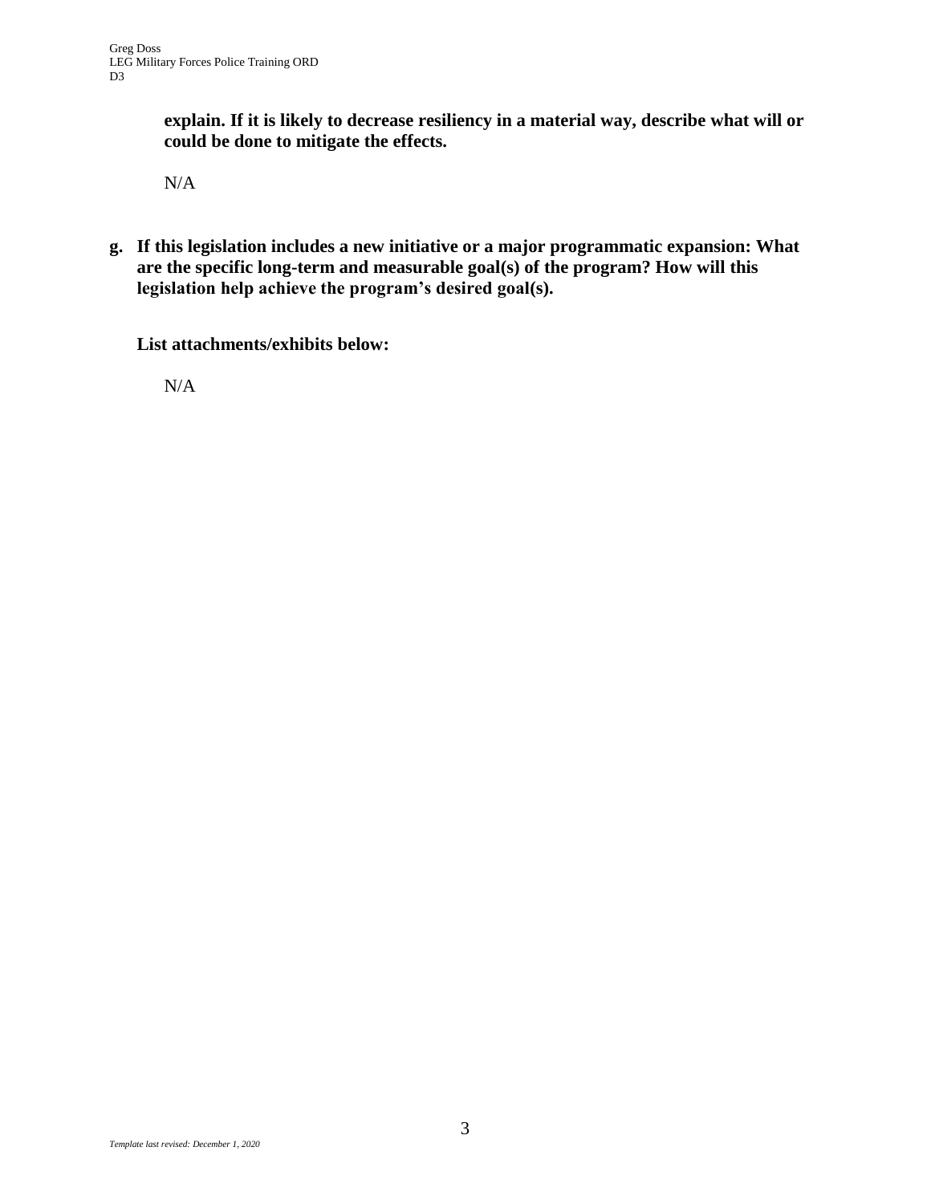**explain. If it is likely to decrease resiliency in a material way, describe what will or could be done to mitigate the effects.**

N/A

**g. If this legislation includes a new initiative or a major programmatic expansion: What are the specific long-term and measurable goal(s) of the program? How will this legislation help achieve the program's desired goal(s).**

**List attachments/exhibits below:**

N/A